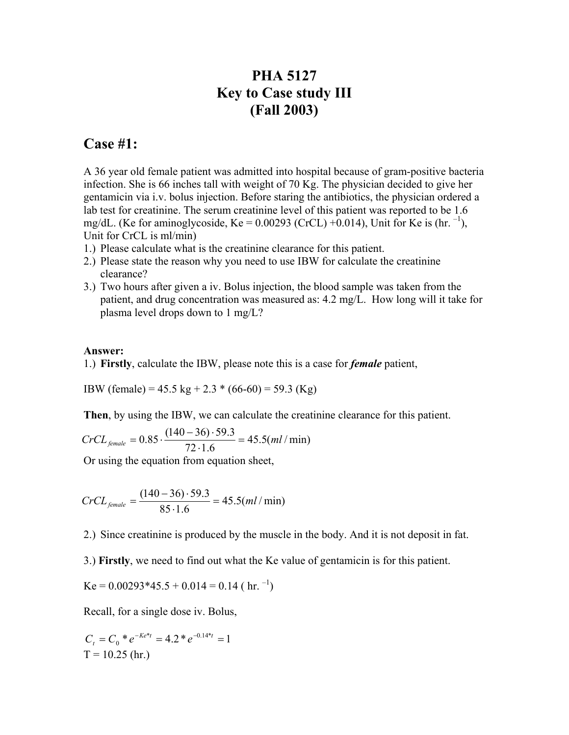# PHA 5127
# Key to Case study III
# (Fall 2003)

## Case #1:

A 36 year old female patient was admitted into hospital because of gram-positive bacteria infection. She is 66 inches tall with weight of 70 Kg. The physician decided to give her gentamicin via i.v. bolus injection. Before staring the antibiotics, the physician ordered a lab test for creatinine. The serum creatinine level of this patient was reported to be 1.6 mg/dL. (Ke for aminoglycoside, Ke = 0.00293 (CrCL) +0.014), Unit for Ke is (hr. $^{-1}$), Unit for CrCL is ml/min)

1.) Please calculate what is the creatinine clearance for this patient.
2.) Please state the reason why you need to use IBW for calculate the creatinine clearance?
3.) Two hours after given a iv. Bolus injection, the blood sample was taken from the patient, and drug concentration was measured as: 4.2 mg/L. How long will it take for plasma level drops down to 1 mg/L?

**Answer:**

1.) **Firstly**, calculate the IBW, please note this is a case for ***female*** patient,

IBW (female) = 45.5 kg + 2.3 * (66-60) = 59.3 (Kg)

**Then**, by using the IBW, we can calculate the creatinine clearance for this patient.

$$CrCL_{female} = 0.85 \cdot \frac{(140-36) \cdot 59.3}{72 \cdot 1.6} = 45.5 (ml/\min)$$

Or using the equation from equation sheet,

$$CrCL_{female} = \frac{(140-36) \cdot 59.3}{85 \cdot 1.6} = 45.5 (ml/\min)$$

2.) Since creatinine is produced by the muscle in the body. And it is not deposit in fat.

3.) **Firstly**, we need to find out what the Ke value of gentamicin is for this patient.

Ke = 0.00293*45.5 + 0.014 = 0.14 ( hr. $^{-1}$)

Recall, for a single dose iv. Bolus,

$$C_t = C_0 * e^{-Ke*t} = 4.2 * e^{-0.14*t} = 1$$

T = 10.25 (hr.)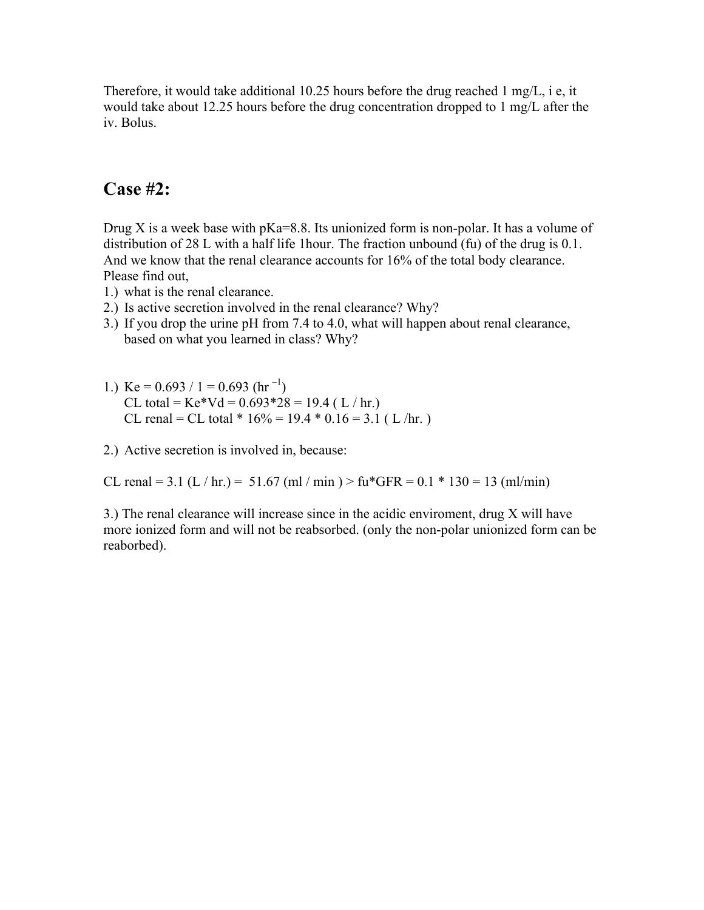Therefore, it would take additional 10.25 hours before the drug reached 1 mg/L, i e, it would take about 12.25 hours before the drug concentration dropped to 1 mg/L after the iv. Bolus.

## Case #2:

Drug X is a week base with pKa=8.8. Its unionized form is non-polar. It has a volume of distribution of 28 L with a half life 1hour. The fraction unbound (fu) of the drug is 0.1. And we know that the renal clearance accounts for 16% of the total body clearance. Please find out,

1.) what is the renal clearance.
2.) Is active secretion involved in the renal clearance? Why?
3.) If you drop the urine pH from 7.4 to 4.0, what will happen about renal clearance, based on what you learned in class? Why?

1.) Ke = 0.693 / 1 = 0.693 ($hr^{-1}$)
CL total = Ke*Vd = 0.693*28 = 19.4 ( L / hr.)
CL renal = CL total * 16% = 19.4 * 0.16 = 3.1 ( L /hr. )

2.) Active secretion is involved in, because:

CL renal = 3.1 (L / hr.) = 51.67 (ml / min ) > fu*GFR = 0.1 * 130 = 13 (ml/min)

3.) The renal clearance will increase since in the acidic enviroment, drug X will have more ionized form and will not be reabsorbed. (only the non-polar unionized form can be reaborbed).